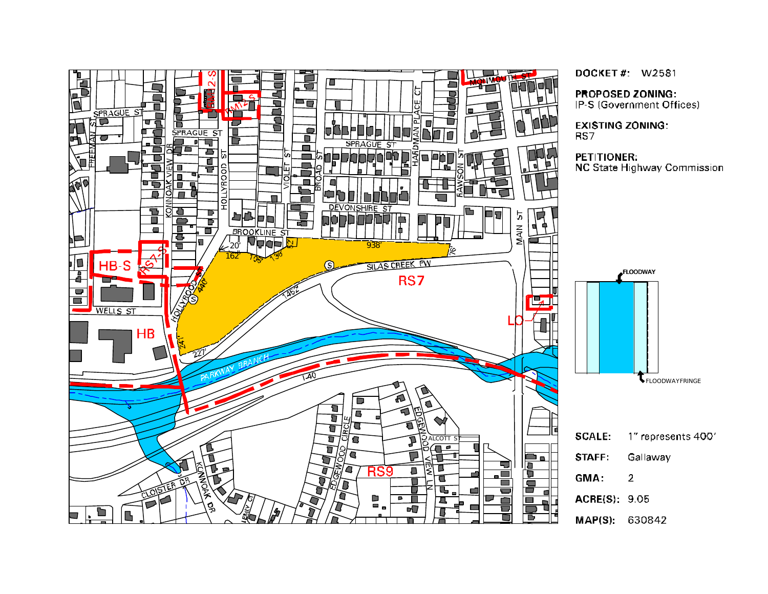**DOCKET #:** W2581

**PROPOSED ZONING:**
IP-S (Government Offices)

**EXISTING ZONING:**
RS7

**PETITIONER:**
NC State Highway Commission

FLOODWAY

FLOODWAYFRINGE

**SCALE:** 1" represents 400'

**STAFF:** Gallaway

**GMA:** 2

**ACRE(S):** 9.05

**MAP(S):** 630842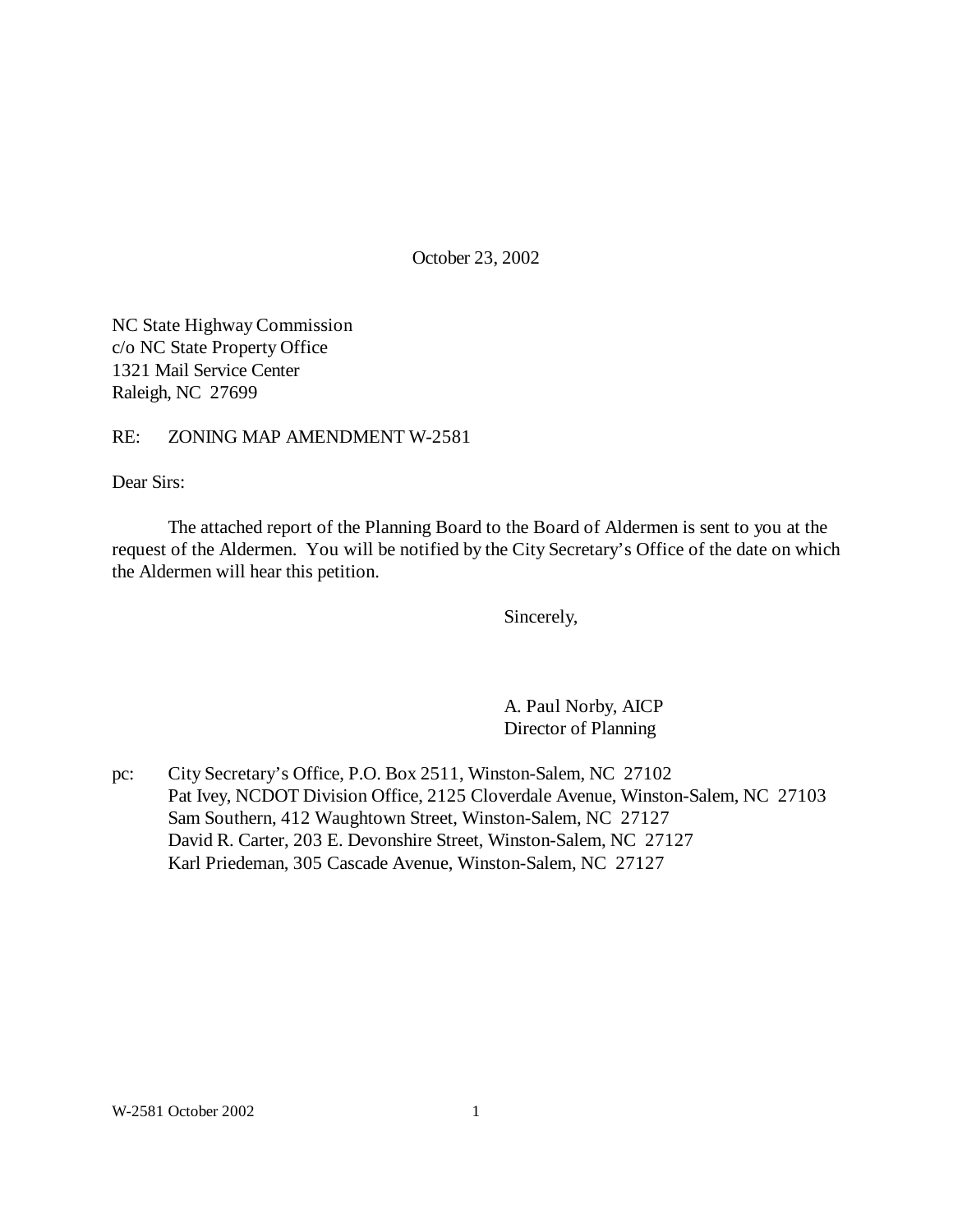October 23, 2002

NC State Highway Commission
c/o NC State Property Office
1321 Mail Service Center
Raleigh, NC 27699

RE: ZONING MAP AMENDMENT W-2581

Dear Sirs:

The attached report of the Planning Board to the Board of Aldermen is sent to you at the request of the Aldermen. You will be notified by the City Secretary's Office of the date on which the Aldermen will hear this petition.

Sincerely,

A. Paul Norby, AICP
Director of Planning

pc: City Secretary's Office, P.O. Box 2511, Winston-Salem, NC 27102
Pat Ivey, NCDOT Division Office, 2125 Cloverdale Avenue, Winston-Salem, NC 27103
Sam Southern, 412 Waughtown Street, Winston-Salem, NC 27127
David R. Carter, 203 E. Devonshire Street, Winston-Salem, NC 27127
Karl Priedeman, 305 Cascade Avenue, Winston-Salem, NC 27127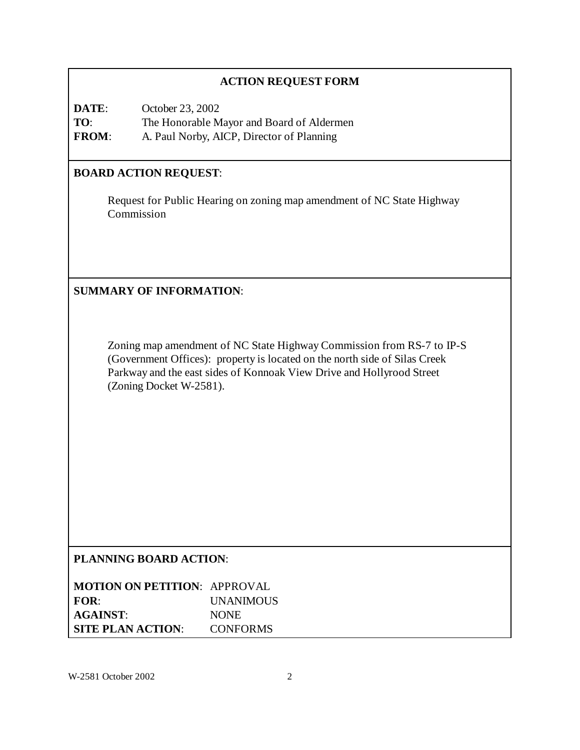## ACTION REQUEST FORM

**DATE**: October 23, 2002
**TO**: The Honorable Mayor and Board of Aldermen
**FROM**: A. Paul Norby, AICP, Director of Planning

**BOARD ACTION REQUEST**:

Request for Public Hearing on zoning map amendment of NC State Highway Commission

**SUMMARY OF INFORMATION**:

Zoning map amendment of NC State Highway Commission from RS-7 to IP-S (Government Offices): property is located on the north side of Silas Creek Parkway and the east sides of Konnoak View Drive and Hollyrood Street (Zoning Docket W-2581).

**PLANNING BOARD ACTION**:

**MOTION ON PETITION**: APPROVAL
**FOR**: UNANIMOUS
**AGAINST**: NONE
**SITE PLAN ACTION**: CONFORMS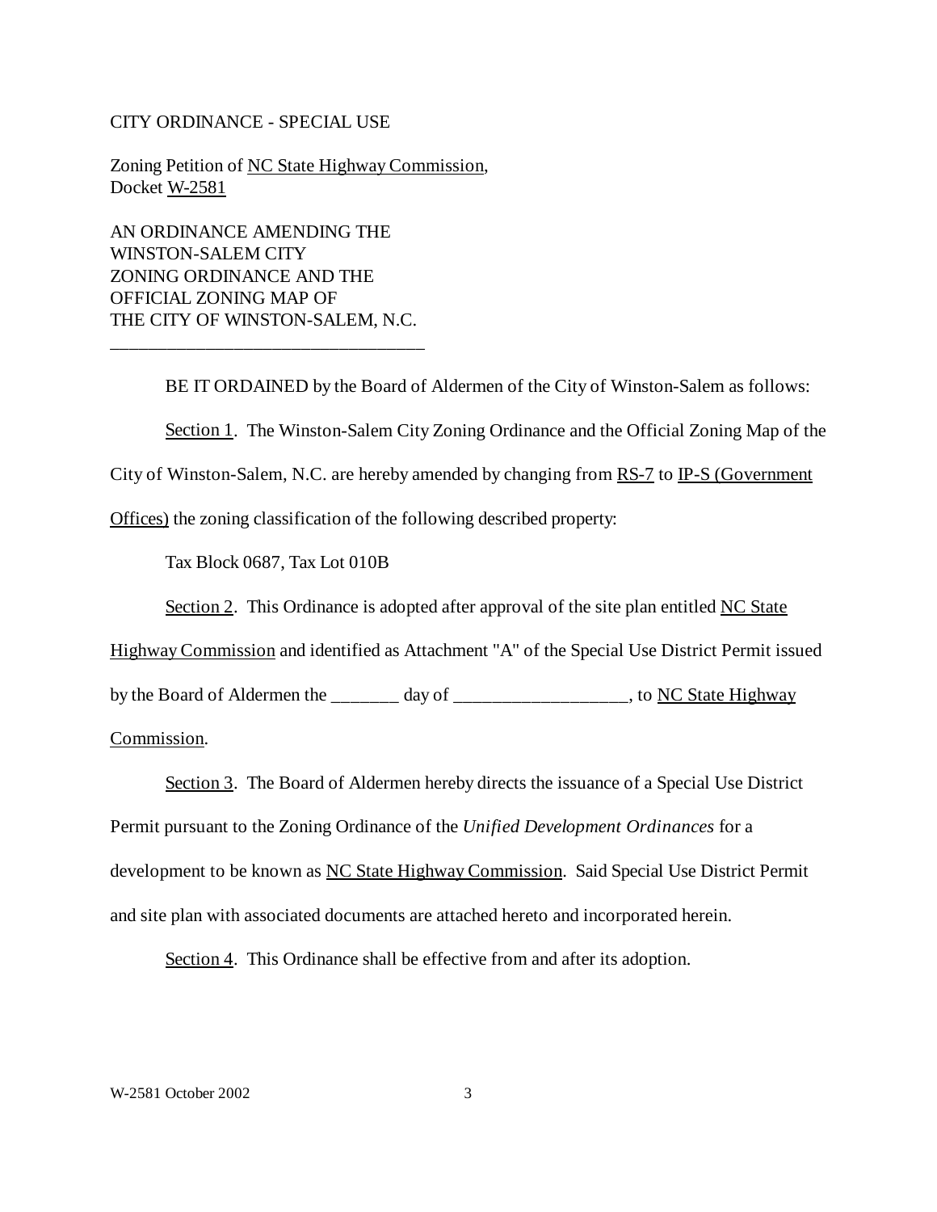CITY ORDINANCE - SPECIAL USE

Zoning Petition of NC State Highway Commission,
Docket W-2581

AN ORDINANCE AMENDING THE
WINSTON-SALEM CITY
ZONING ORDINANCE AND THE
OFFICIAL ZONING MAP OF
THE CITY OF WINSTON-SALEM, N.C.

---

BE IT ORDAINED by the Board of Aldermen of the City of Winston-Salem as follows:

Section 1. The Winston-Salem City Zoning Ordinance and the Official Zoning Map of the City of Winston-Salem, N.C. are hereby amended by changing from RS-7 to IP-S (Government Offices) the zoning classification of the following described property:

Tax Block 0687, Tax Lot 010B

Section 2. This Ordinance is adopted after approval of the site plan entitled NC State Highway Commission and identified as Attachment "A" of the Special Use District Permit issued by the Board of Aldermen the _______ day of __________________, to NC State Highway Commission.

Section 3. The Board of Aldermen hereby directs the issuance of a Special Use District Permit pursuant to the Zoning Ordinance of the *Unified Development Ordinances* for a development to be known as NC State Highway Commission. Said Special Use District Permit and site plan with associated documents are attached hereto and incorporated herein.

Section 4. This Ordinance shall be effective from and after its adoption.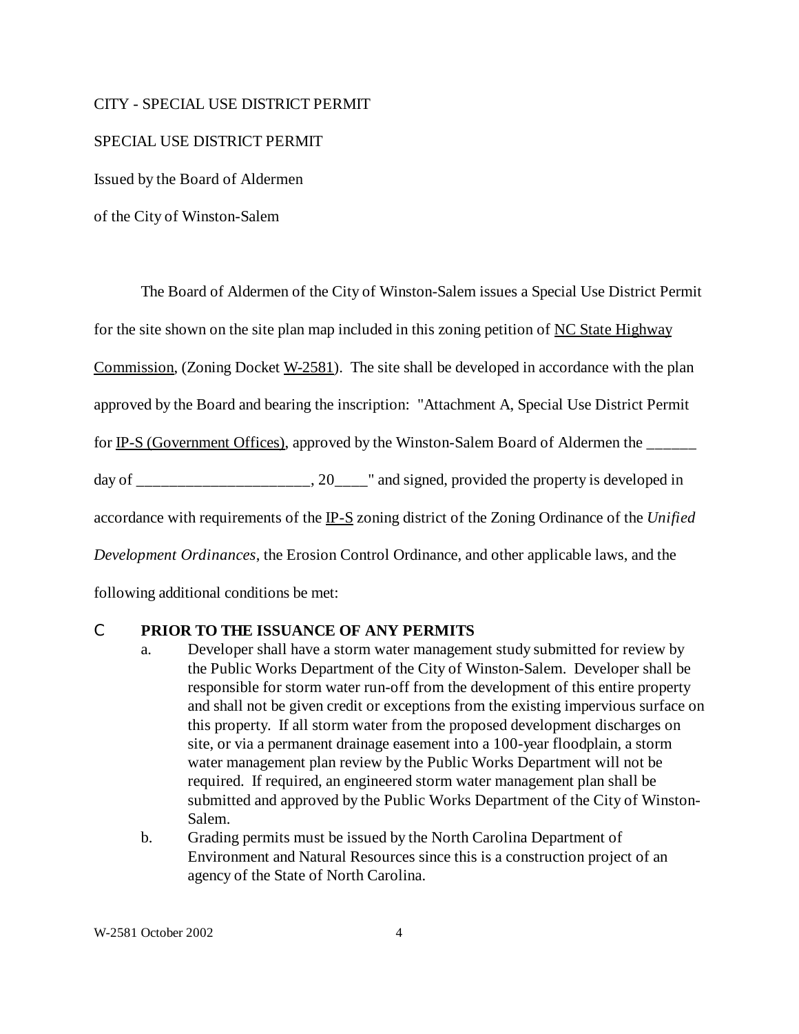CITY - SPECIAL USE DISTRICT PERMIT

SPECIAL USE DISTRICT PERMIT

Issued by the Board of Aldermen

of the City of Winston-Salem

The Board of Aldermen of the City of Winston-Salem issues a Special Use District Permit for the site shown on the site plan map included in this zoning petition of NC State Highway Commission, (Zoning Docket W-2581). The site shall be developed in accordance with the plan approved by the Board and bearing the inscription: "Attachment A, Special Use District Permit for IP-S (Government Offices), approved by the Winston-Salem Board of Aldermen the ______ day of ______________________, 20____" and signed, provided the property is developed in accordance with requirements of the IP-S zoning district of the Zoning Ordinance of the *Unified Development Ordinances*, the Erosion Control Ordinance, and other applicable laws, and the following additional conditions be met:

- **PRIOR TO THE ISSUANCE OF ANY PERMITS**
  a. Developer shall have a storm water management study submitted for review by the Public Works Department of the City of Winston-Salem. Developer shall be responsible for storm water run-off from the development of this entire property and shall not be given credit or exceptions from the existing impervious surface on this property. If all storm water from the proposed development discharges on site, or via a permanent drainage easement into a 100-year floodplain, a storm water management plan review by the Public Works Department will not be required. If required, an engineered storm water management plan shall be submitted and approved by the Public Works Department of the City of Winston-Salem.
  b. Grading permits must be issued by the North Carolina Department of Environment and Natural Resources since this is a construction project of an agency of the State of North Carolina.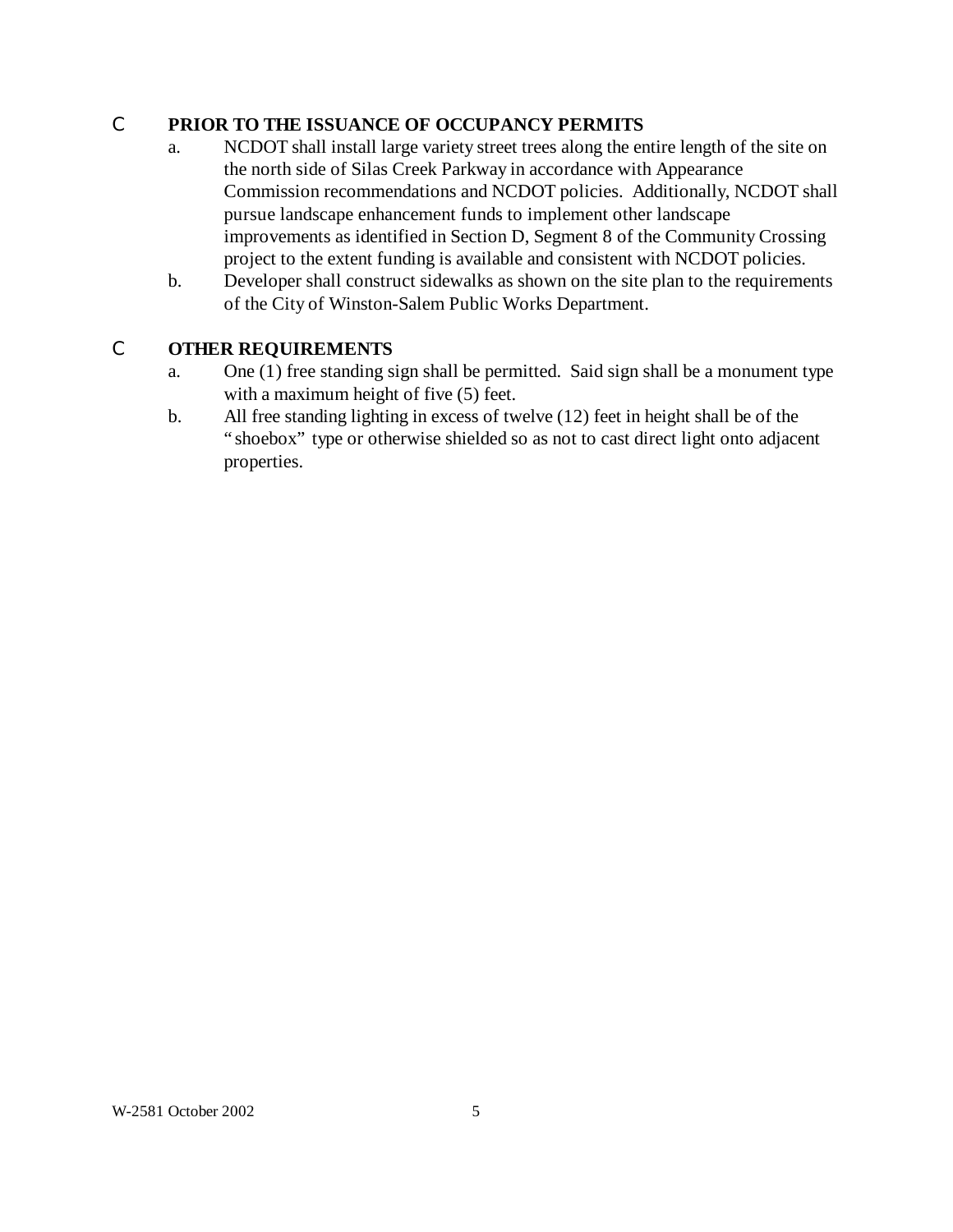C **PRIOR TO THE ISSUANCE OF OCCUPANCY PERMITS**

a. NCDOT shall install large variety street trees along the entire length of the site on the north side of Silas Creek Parkway in accordance with Appearance Commission recommendations and NCDOT policies. Additionally, NCDOT shall pursue landscape enhancement funds to implement other landscape improvements as identified in Section D, Segment 8 of the Community Crossing project to the extent funding is available and consistent with NCDOT policies.

b. Developer shall construct sidewalks as shown on the site plan to the requirements of the City of Winston-Salem Public Works Department.

C **OTHER REQUIREMENTS**

a. One (1) free standing sign shall be permitted. Said sign shall be a monument type with a maximum height of five (5) feet.

b. All free standing lighting in excess of twelve (12) feet in height shall be of the "shoebox" type or otherwise shielded so as not to cast direct light onto adjacent properties.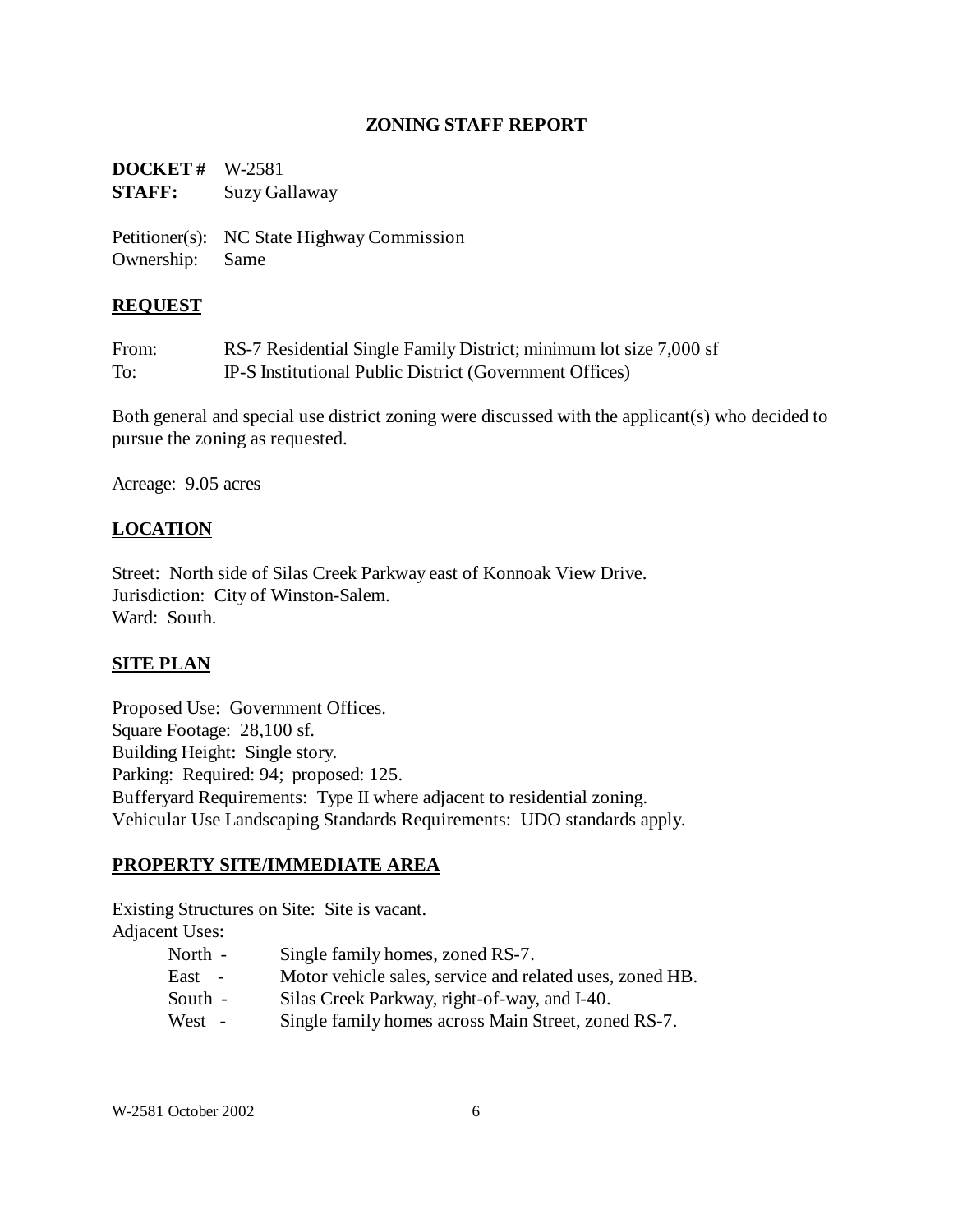## ZONING STAFF REPORT

**DOCKET #** W-2581
**STAFF:** Suzy Gallaway

Petitioner(s): NC State Highway Commission
Ownership: Same

### REQUEST

From: RS-7 Residential Single Family District; minimum lot size 7,000 sf
To: IP-S Institutional Public District (Government Offices)

Both general and special use district zoning were discussed with the applicant(s) who decided to pursue the zoning as requested.

Acreage: 9.05 acres

### LOCATION

Street: North side of Silas Creek Parkway east of Konnoak View Drive.
Jurisdiction: City of Winston-Salem.
Ward: South.

### SITE PLAN

Proposed Use: Government Offices.
Square Footage: 28,100 sf.
Building Height: Single story.
Parking: Required: 94; proposed: 125.
Bufferyard Requirements: Type II where adjacent to residential zoning.
Vehicular Use Landscaping Standards Requirements: UDO standards apply.

### PROPERTY SITE/IMMEDIATE AREA

Existing Structures on Site: Site is vacant.
Adjacent Uses:

- North - Single family homes, zoned RS-7.
- East - Motor vehicle sales, service and related uses, zoned HB.
- South - Silas Creek Parkway, right-of-way, and I-40.
- West - Single family homes across Main Street, zoned RS-7.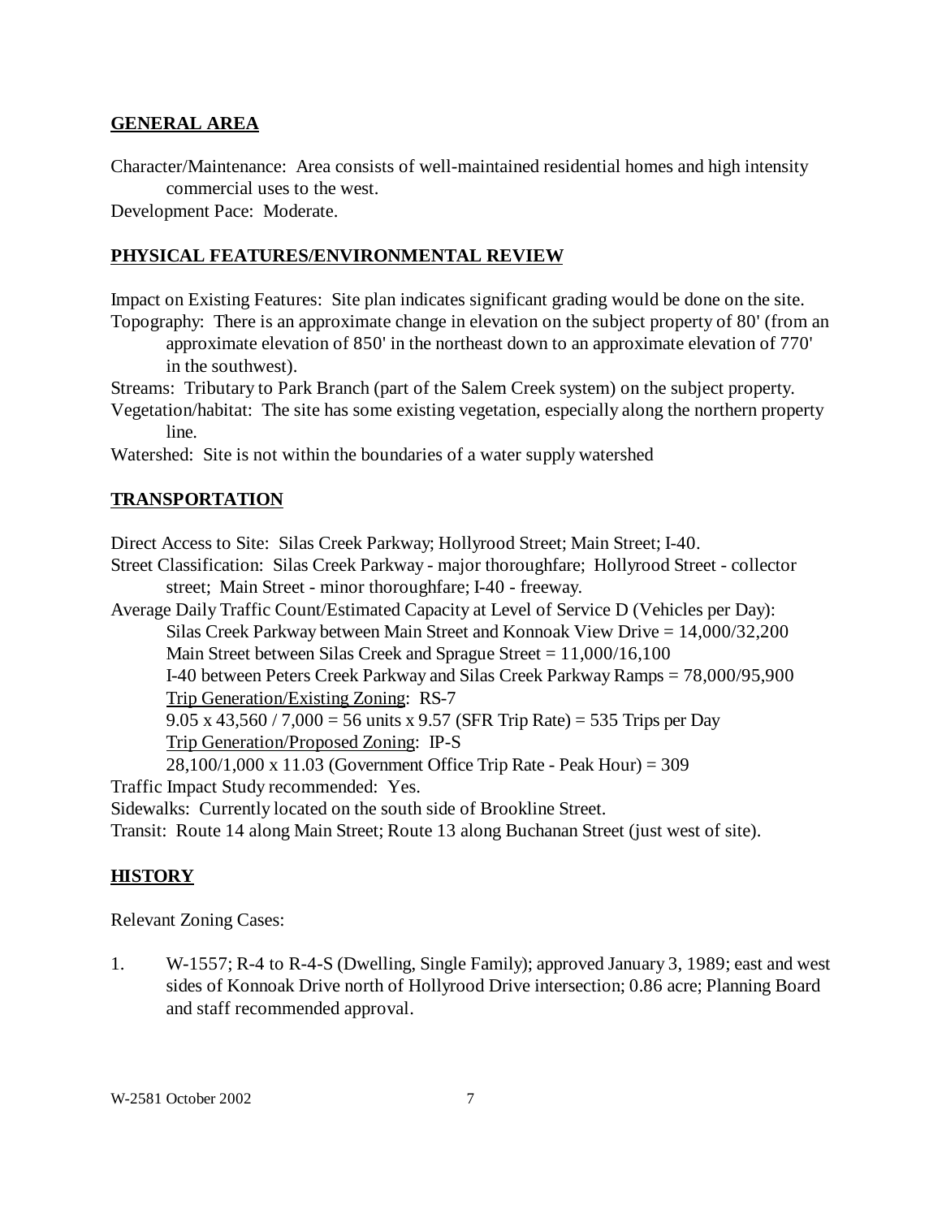## GENERAL AREA

Character/Maintenance: Area consists of well-maintained residential homes and high intensity commercial uses to the west.

Development Pace: Moderate.

## PHYSICAL FEATURES/ENVIRONMENTAL REVIEW

Impact on Existing Features: Site plan indicates significant grading would be done on the site.

Topography: There is an approximate change in elevation on the subject property of 80' (from an approximate elevation of 850' in the northeast down to an approximate elevation of 770' in the southwest).

Streams: Tributary to Park Branch (part of the Salem Creek system) on the subject property.

Vegetation/habitat: The site has some existing vegetation, especially along the northern property line.

Watershed: Site is not within the boundaries of a water supply watershed

## TRANSPORTATION

Direct Access to Site: Silas Creek Parkway; Hollyrood Street; Main Street; I-40.

Street Classification: Silas Creek Parkway - major thoroughfare; Hollyrood Street - collector street; Main Street - minor thoroughfare; I-40 - freeway.

Average Daily Traffic Count/Estimated Capacity at Level of Service D (Vehicles per Day):

Silas Creek Parkway between Main Street and Konnoak View Drive = 14,000/32,200

Main Street between Silas Creek and Sprague Street = 11,000/16,100

I-40 between Peters Creek Parkway and Silas Creek Parkway Ramps = 78,000/95,900

Trip Generation/Existing Zoning: RS-7

9.05 x 43,560 / 7,000 = 56 units x 9.57 (SFR Trip Rate) = 535 Trips per Day

Trip Generation/Proposed Zoning: IP-S

28,100/1,000 x 11.03 (Government Office Trip Rate - Peak Hour) = 309

Traffic Impact Study recommended: Yes.

Sidewalks: Currently located on the south side of Brookline Street.

Transit: Route 14 along Main Street; Route 13 along Buchanan Street (just west of site).

## HISTORY

Relevant Zoning Cases:

1. W-1557; R-4 to R-4-S (Dwelling, Single Family); approved January 3, 1989; east and west sides of Konnoak Drive north of Hollyrood Drive intersection; 0.86 acre; Planning Board and staff recommended approval.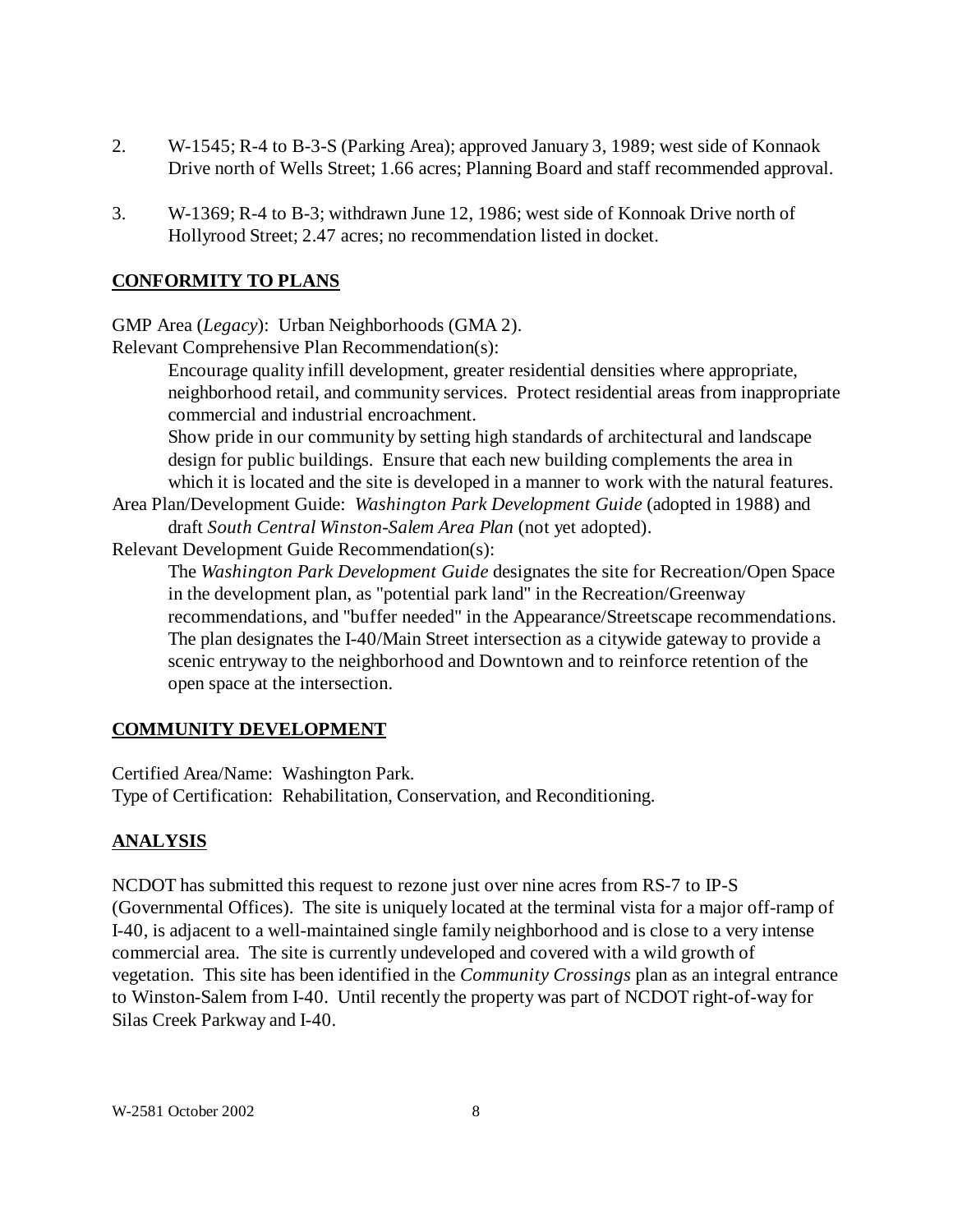2. W-1545; R-4 to B-3-S (Parking Area); approved January 3, 1989; west side of Konnaok Drive north of Wells Street; 1.66 acres; Planning Board and staff recommended approval.

3. W-1369; R-4 to B-3; withdrawn June 12, 1986; west side of Konnoak Drive north of Hollyrood Street; 2.47 acres; no recommendation listed in docket.

## CONFORMITY TO PLANS

GMP Area (*Legacy*): Urban Neighborhoods (GMA 2).

Relevant Comprehensive Plan Recommendation(s):

> Encourage quality infill development, greater residential densities where appropriate, neighborhood retail, and community services. Protect residential areas from inappropriate commercial and industrial encroachment.
>
> Show pride in our community by setting high standards of architectural and landscape design for public buildings. Ensure that each new building complements the area in which it is located and the site is developed in a manner to work with the natural features.

Area Plan/Development Guide: *Washington Park Development Guide* (adopted in 1988) and draft *South Central Winston-Salem Area Plan* (not yet adopted).

Relevant Development Guide Recommendation(s):

> The *Washington Park Development Guide* designates the site for Recreation/Open Space in the development plan, as "potential park land" in the Recreation/Greenway recommendations, and "buffer needed" in the Appearance/Streetscape recommendations. The plan designates the I-40/Main Street intersection as a citywide gateway to provide a scenic entryway to the neighborhood and Downtown and to reinforce retention of the open space at the intersection.

## COMMUNITY DEVELOPMENT

Certified Area/Name: Washington Park.

Type of Certification: Rehabilitation, Conservation, and Reconditioning.

## ANALYSIS

NCDOT has submitted this request to rezone just over nine acres from RS-7 to IP-S (Governmental Offices). The site is uniquely located at the terminal vista for a major off-ramp of I-40, is adjacent to a well-maintained single family neighborhood and is close to a very intense commercial area. The site is currently undeveloped and covered with a wild growth of vegetation. This site has been identified in the *Community Crossings* plan as an integral entrance to Winston-Salem from I-40. Until recently the property was part of NCDOT right-of-way for Silas Creek Parkway and I-40.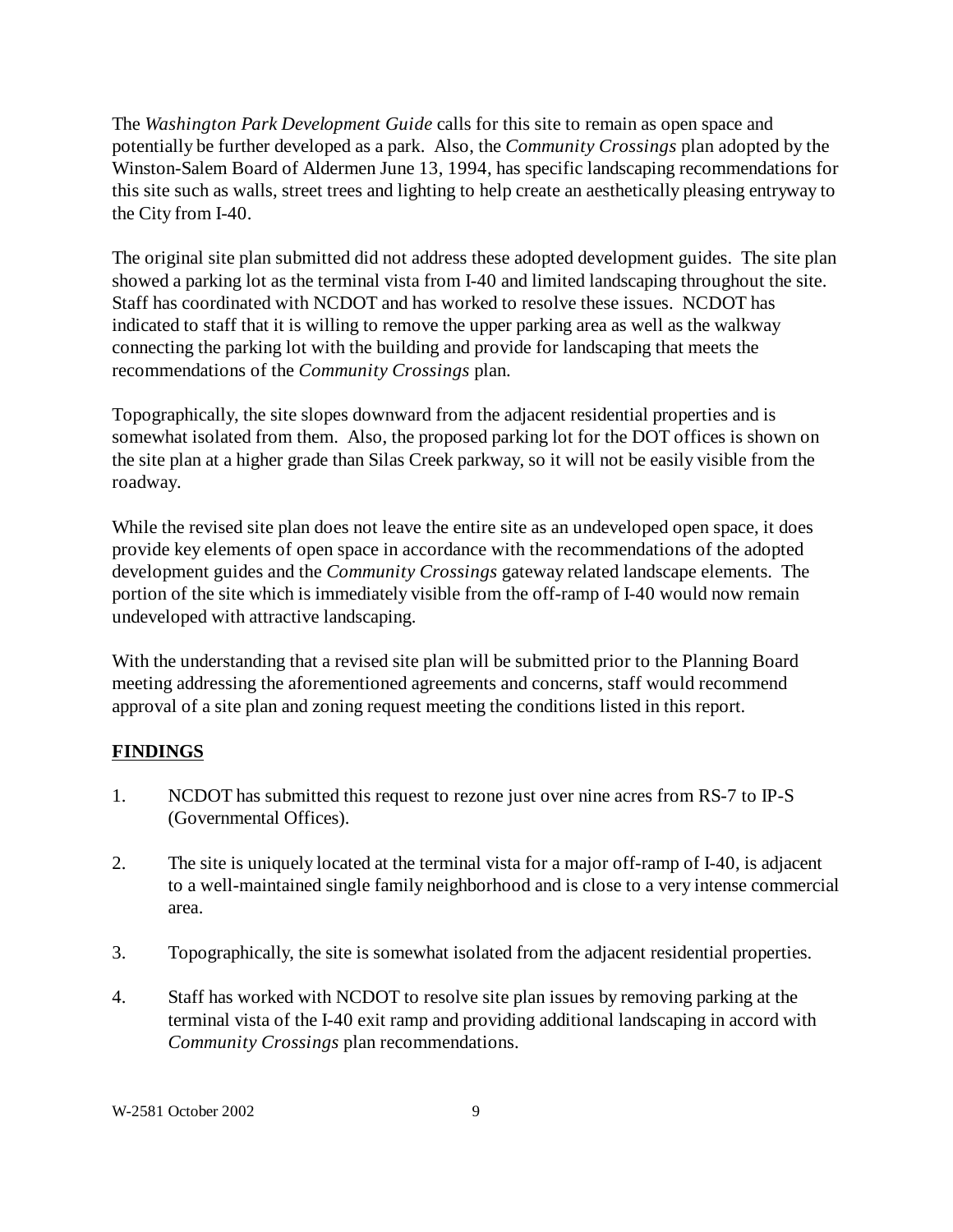The *Washington Park Development Guide* calls for this site to remain as open space and potentially be further developed as a park. Also, the *Community Crossings* plan adopted by the Winston-Salem Board of Aldermen June 13, 1994, has specific landscaping recommendations for this site such as walls, street trees and lighting to help create an aesthetically pleasing entryway to the City from I-40.

The original site plan submitted did not address these adopted development guides. The site plan showed a parking lot as the terminal vista from I-40 and limited landscaping throughout the site. Staff has coordinated with NCDOT and has worked to resolve these issues. NCDOT has indicated to staff that it is willing to remove the upper parking area as well as the walkway connecting the parking lot with the building and provide for landscaping that meets the recommendations of the *Community Crossings* plan.

Topographically, the site slopes downward from the adjacent residential properties and is somewhat isolated from them. Also, the proposed parking lot for the DOT offices is shown on the site plan at a higher grade than Silas Creek parkway, so it will not be easily visible from the roadway.

While the revised site plan does not leave the entire site as an undeveloped open space, it does provide key elements of open space in accordance with the recommendations of the adopted development guides and the *Community Crossings* gateway related landscape elements. The portion of the site which is immediately visible from the off-ramp of I-40 would now remain undeveloped with attractive landscaping.

With the understanding that a revised site plan will be submitted prior to the Planning Board meeting addressing the aforementioned agreements and concerns, staff would recommend approval of a site plan and zoning request meeting the conditions listed in this report.

## FINDINGS

1. NCDOT has submitted this request to rezone just over nine acres from RS-7 to IP-S (Governmental Offices).

2. The site is uniquely located at the terminal vista for a major off-ramp of I-40, is adjacent to a well-maintained single family neighborhood and is close to a very intense commercial area.

3. Topographically, the site is somewhat isolated from the adjacent residential properties.

4. Staff has worked with NCDOT to resolve site plan issues by removing parking at the terminal vista of the I-40 exit ramp and providing additional landscaping in accord with *Community Crossings* plan recommendations.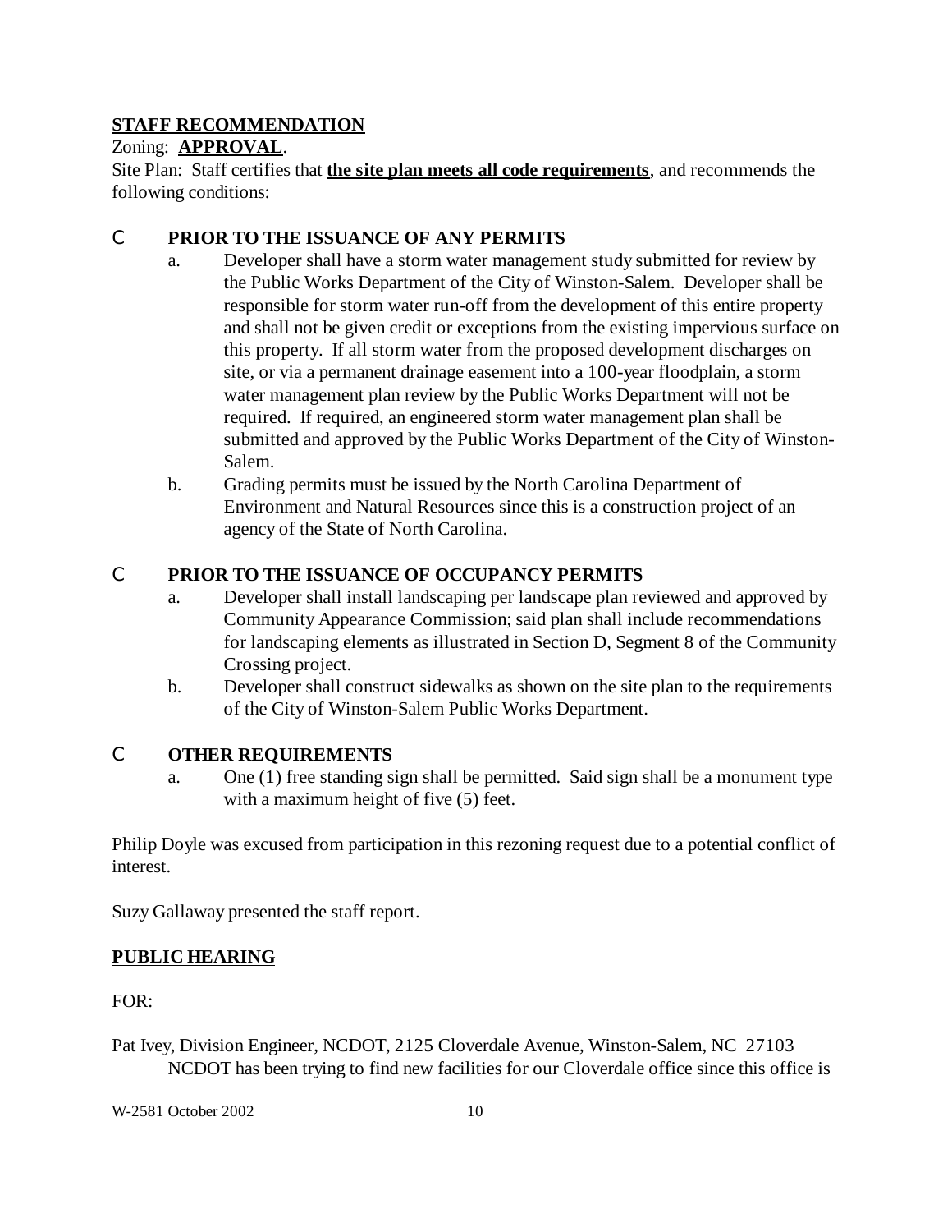## STAFF RECOMMENDATION

Zoning: **APPROVAL**.

Site Plan: Staff certifies that **the site plan meets all code requirements**, and recommends the following conditions:

- **PRIOR TO THE ISSUANCE OF ANY PERMITS**
  - a. Developer shall have a storm water management study submitted for review by the Public Works Department of the City of Winston-Salem. Developer shall be responsible for storm water run-off from the development of this entire property and shall not be given credit or exceptions from the existing impervious surface on this property. If all storm water from the proposed development discharges on site, or via a permanent drainage easement into a 100-year floodplain, a storm water management plan review by the Public Works Department will not be required. If required, an engineered storm water management plan shall be submitted and approved by the Public Works Department of the City of Winston-Salem.
  - b. Grading permits must be issued by the North Carolina Department of Environment and Natural Resources since this is a construction project of an agency of the State of North Carolina.

- **PRIOR TO THE ISSUANCE OF OCCUPANCY PERMITS**
  - a. Developer shall install landscaping per landscape plan reviewed and approved by Community Appearance Commission; said plan shall include recommendations for landscaping elements as illustrated in Section D, Segment 8 of the Community Crossing project.
  - b. Developer shall construct sidewalks as shown on the site plan to the requirements of the City of Winston-Salem Public Works Department.

- **OTHER REQUIREMENTS**
  - a. One (1) free standing sign shall be permitted. Said sign shall be a monument type with a maximum height of five (5) feet.

Philip Doyle was excused from participation in this rezoning request due to a potential conflict of interest.

Suzy Gallaway presented the staff report.

## PUBLIC HEARING

FOR:

Pat Ivey, Division Engineer, NCDOT, 2125 Cloverdale Avenue, Winston-Salem, NC 27103

NCDOT has been trying to find new facilities for our Cloverdale office since this office is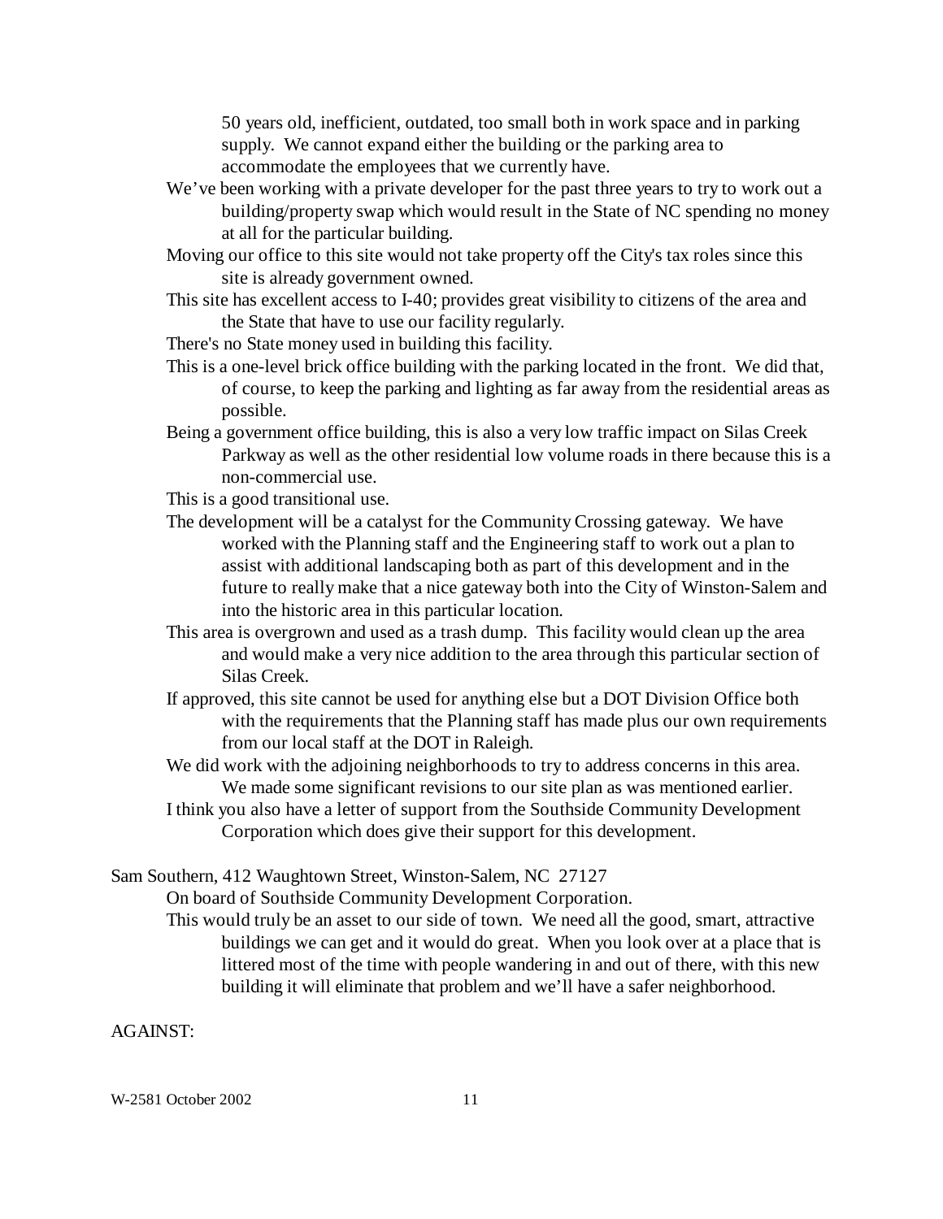50 years old, inefficient, outdated, too small both in work space and in parking supply. We cannot expand either the building or the parking area to accommodate the employees that we currently have.

We've been working with a private developer for the past three years to try to work out a building/property swap which would result in the State of NC spending no money at all for the particular building.

Moving our office to this site would not take property off the City's tax roles since this site is already government owned.

This site has excellent access to I-40; provides great visibility to citizens of the area and the State that have to use our facility regularly.

There's no State money used in building this facility.

This is a one-level brick office building with the parking located in the front. We did that, of course, to keep the parking and lighting as far away from the residential areas as possible.

Being a government office building, this is also a very low traffic impact on Silas Creek Parkway as well as the other residential low volume roads in there because this is a non-commercial use.

This is a good transitional use.

The development will be a catalyst for the Community Crossing gateway. We have worked with the Planning staff and the Engineering staff to work out a plan to assist with additional landscaping both as part of this development and in the future to really make that a nice gateway both into the City of Winston-Salem and into the historic area in this particular location.

This area is overgrown and used as a trash dump. This facility would clean up the area and would make a very nice addition to the area through this particular section of Silas Creek.

If approved, this site cannot be used for anything else but a DOT Division Office both with the requirements that the Planning staff has made plus our own requirements from our local staff at the DOT in Raleigh.

We did work with the adjoining neighborhoods to try to address concerns in this area. We made some significant revisions to our site plan as was mentioned earlier.

I think you also have a letter of support from the Southside Community Development Corporation which does give their support for this development.

Sam Southern, 412 Waughtown Street, Winston-Salem, NC 27127

On board of Southside Community Development Corporation.

This would truly be an asset to our side of town. We need all the good, smart, attractive buildings we can get and it would do great. When you look over at a place that is littered most of the time with people wandering in and out of there, with this new building it will eliminate that problem and we'll have a safer neighborhood.

AGAINST: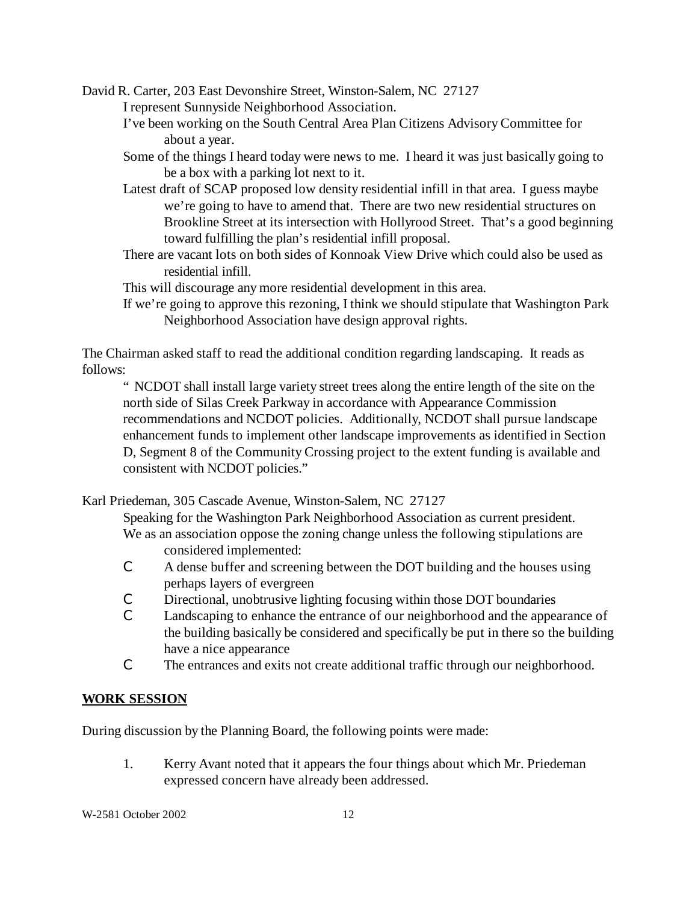David R. Carter, 203 East Devonshire Street, Winston-Salem, NC 27127

I represent Sunnyside Neighborhood Association.

I've been working on the South Central Area Plan Citizens Advisory Committee for about a year.

Some of the things I heard today were news to me. I heard it was just basically going to be a box with a parking lot next to it.

Latest draft of SCAP proposed low density residential infill in that area. I guess maybe we're going to have to amend that. There are two new residential structures on Brookline Street at its intersection with Hollyrood Street. That's a good beginning toward fulfilling the plan's residential infill proposal.

There are vacant lots on both sides of Konnoak View Drive which could also be used as residential infill.

This will discourage any more residential development in this area.

If we're going to approve this rezoning, I think we should stipulate that Washington Park Neighborhood Association have design approval rights.

The Chairman asked staff to read the additional condition regarding landscaping. It reads as follows:

> " NCDOT shall install large variety street trees along the entire length of the site on the north side of Silas Creek Parkway in accordance with Appearance Commission recommendations and NCDOT policies. Additionally, NCDOT shall pursue landscape enhancement funds to implement other landscape improvements as identified in Section D, Segment 8 of the Community Crossing project to the extent funding is available and consistent with NCDOT policies."

Karl Priedeman, 305 Cascade Avenue, Winston-Salem, NC 27127

Speaking for the Washington Park Neighborhood Association as current president.

We as an association oppose the zoning change unless the following stipulations are considered implemented:

- A dense buffer and screening between the DOT building and the houses using perhaps layers of evergreen
- Directional, unobtrusive lighting focusing within those DOT boundaries
- Landscaping to enhance the entrance of our neighborhood and the appearance of the building basically be considered and specifically be put in there so the building have a nice appearance
- The entrances and exits not create additional traffic through our neighborhood.

## WORK SESSION

During discussion by the Planning Board, the following points were made:

1. Kerry Avant noted that it appears the four things about which Mr. Priedeman expressed concern have already been addressed.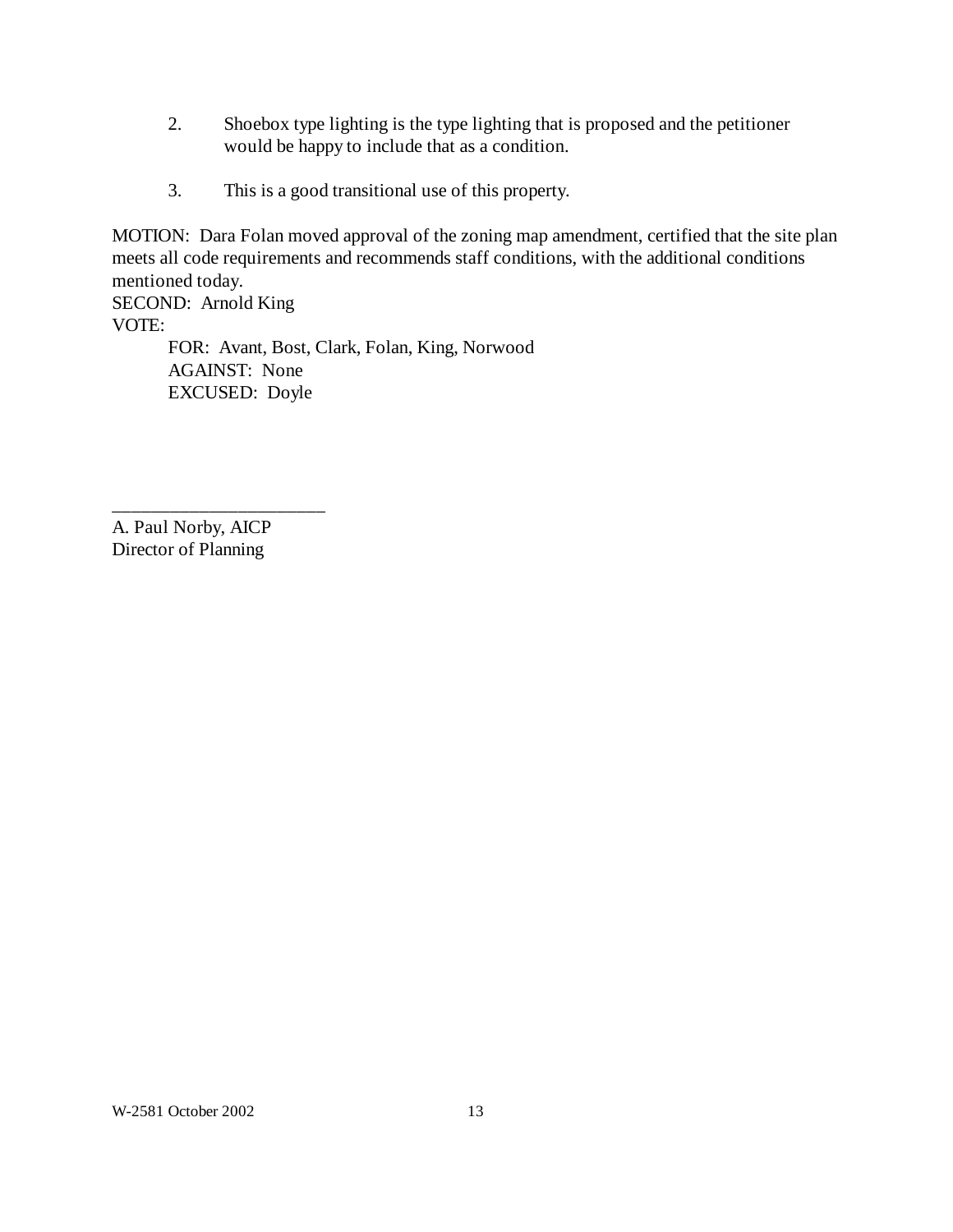2. Shoebox type lighting is the type lighting that is proposed and the petitioner would be happy to include that as a condition.

3. This is a good transitional use of this property.

MOTION: Dara Folan moved approval of the zoning map amendment, certified that the site plan meets all code requirements and recommends staff conditions, with the additional conditions mentioned today.
SECOND: Arnold King
VOTE:

FOR: Avant, Bost, Clark, Folan, King, Norwood
AGAINST: None
EXCUSED: Doyle

_______________________
A. Paul Norby, AICP
Director of Planning

W-2581 October 2002